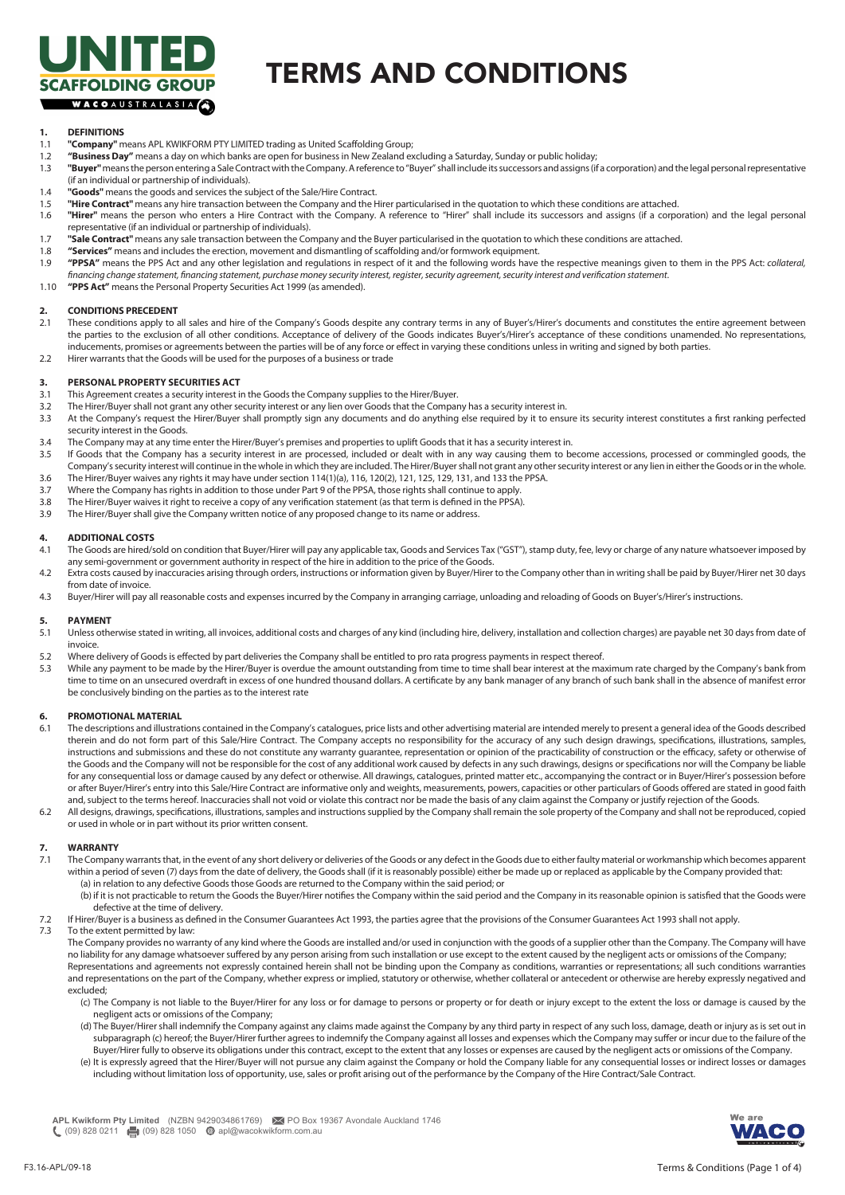# TERMS AND CONDITIONS

## 1. DEFINITIONS

1.1 **"Company"** means APL KWIKFORM PTY LIMITED trading as United Scaffolding Group;

1.2 **"Business Day"** means a day on which banks are open for business in New Zealand excluding a Saturday, Sunday or public holiday;

1.3 **"Buyer"** means the person entering a Sale Contract with the Company. A reference to "Buyer" shall include its successors and assigns (if a corporation) and the legal personal representative (if an individual or partnership of individuals).

1.4 **"Goods"** means the goods and services the subject of the Sale/Hire Contract.

1.5 **"Hire Contract"** means any hire transaction between the Company and the Hirer particularised in the quotation to which these conditions are attached.

1.6 **"Hirer"** means the person who enters a Hire Contract with the Company. A reference to "Hirer" shall include its successors and assigns (if a corporation) and the legal personal representative (if an individual or partnership of individuals).

1.7 **"Sale Contract"** means any sale transaction between the Company and the Buyer particularised in the quotation to which these conditions are attached.

1.8 **"Services"** means and includes the erection, movement and dismantling of scaffolding and/or formwork equipment.

1.9 **"PPSA"** means the PPS Act and any other legislation and regulations in respect of it and the following words have the respective meanings given to them in the PPS Act: *collateral, financing change statement, financing statement, purchase money security interest, register, security agreement, security interest and verification statement*.

1.10 **"PPS Act"** means the Personal Property Securities Act 1999 (as amended).

## 2. CONDITIONS PRECEDENT

2.1 These conditions apply to all sales and hire of the Company's Goods despite any contrary terms in any of Buyer's/Hirer's documents and constitutes the entire agreement between the parties to the exclusion of all other conditions. Acceptance of delivery of the Goods indicates Buyer's/Hirer's acceptance of these conditions unamended. No representations, inducements, promises or agreements between the parties will be of any force or effect in varying these conditions unless in writing and signed by both parties.

2.2 Hirer warrants that the Goods will be used for the purposes of a business or trade

## 3. PERSONAL PROPERTY SECURITIES ACT

3.1 This Agreement creates a security interest in the Goods the Company supplies to the Hirer/Buyer.

3.2 The Hirer/Buyer shall not grant any other security interest or any lien over Goods that the Company has a security interest in.

3.3 At the Company's request the Hirer/Buyer shall promptly sign any documents and do anything else required by it to ensure its security interest constitutes a first ranking perfected security interest in the Goods.

3.4 The Company may at any time enter the Hirer/Buyer's premises and properties to uplift Goods that it has a security interest in.

3.5 If Goods that the Company has a security interest in are processed, included or dealt with in any way causing them to become accessions, processed or commingled goods, the Company's security interest will continue in the whole in which they are included. The Hirer/Buyer shall not grant any other security interest or any lien in either the Goods or in the whole.

3.6 The Hirer/Buyer waives any rights it may have under section 114(1)(a), 116, 120(2), 121, 125, 129, 131, and 133 the PPSA.

3.7 Where the Company has rights in addition to those under Part 9 of the PPSA, those rights shall continue to apply.

3.8 The Hirer/Buyer waives it right to receive a copy of any verification statement (as that term is defined in the PPSA).

3.9 The Hirer/Buyer shall give the Company written notice of any proposed change to its name or address.

## 4. ADDITIONAL COSTS

4.1 The Goods are hired/sold on condition that Buyer/Hirer will pay any applicable tax, Goods and Services Tax ("GST"), stamp duty, fee, levy or charge of any nature whatsoever imposed by any semi-government or government authority in respect of the hire in addition to the price of the Goods.

4.2 Extra costs caused by inaccuracies arising through orders, instructions or information given by Buyer/Hirer to the Company other than in writing shall be paid by Buyer/Hirer net 30 days from date of invoice.

4.3 Buyer/Hirer will pay all reasonable costs and expenses incurred by the Company in arranging carriage, unloading and reloading of Goods on Buyer's/Hirer's instructions.

## 5. PAYMENT

5.1 Unless otherwise stated in writing, all invoices, additional costs and charges of any kind (including hire, delivery, installation and collection charges) are payable net 30 days from date of invoice.

5.2 Where delivery of Goods is effected by part deliveries the Company shall be entitled to pro rata progress payments in respect thereof.

5.3 While any payment to be made by the Hirer/Buyer is overdue the amount outstanding from time to time shall bear interest at the maximum rate charged by the Company's bank from time to time on an unsecured overdraft in excess of one hundred thousand dollars. A certificate by any bank manager of any branch of such bank shall in the absence of manifest error be conclusively binding on the parties as to the interest rate

## 6. PROMOTIONAL MATERIAL

6.1 The descriptions and illustrations contained in the Company's catalogues, price lists and other advertising material are intended merely to present a general idea of the Goods described therein and do not form part of this Sale/Hire Contract. The Company accepts no responsibility for the accuracy of any such design drawings, specifications, illustrations, samples, instructions and submissions and these do not constitute any warranty guarantee, representation or opinion of the practicability of construction or the efficacy, safety or otherwise of the Goods and the Company will not be responsible for the cost of any additional work caused by defects in any such drawings, designs or specifications nor will the Company be liable for any consequential loss or damage caused by any defect or otherwise. All drawings, catalogues, printed matter etc., accompanying the contract or in Buyer/Hirer's possession before or after Buyer/Hirer's entry into this Sale/Hire Contract are informative only and weights, measurements, powers, capacities or other particulars of Goods offered are stated in good faith and, subject to the terms hereof. Inaccuracies shall not void or violate this contract nor be made the basis of any claim against the Company or justify rejection of the Goods.

6.2 All designs, drawings, specifications, illustrations, samples and instructions supplied by the Company shall remain the sole property of the Company and shall not be reproduced, copied or used in whole or in part without its prior written consent.

## 7. WARRANTY

7.1 The Company warrants that, in the event of any short delivery or deliveries of the Goods or any defect in the Goods due to either faulty material or workmanship which becomes apparent within a period of seven (7) days from the date of delivery, the Goods shall (if it is reasonably possible) either be made up or replaced as applicable by the Company provided that:

(a) in relation to any defective Goods those Goods are returned to the Company within the said period; or

(b) if it is not practicable to return the Goods the Buyer/Hirer notifies the Company within the said period and the Company in its reasonable opinion is satisfied that the Goods were defective at the time of delivery.

7.2 If Hirer/Buyer is a business as defined in the Consumer Guarantees Act 1993, the parties agree that the provisions of the Consumer Guarantees Act 1993 shall not apply.

7.3 To the extent permitted by law:

The Company provides no warranty of any kind where the Goods are installed and/or used in conjunction with the goods of a supplier other than the Company. The Company will have no liability for any damage whatsoever suffered by any person arising from such installation or use except to the extent caused by the negligent acts or omissions of the Company;

Representations and agreements not expressly contained herein shall not be binding upon the Company as conditions, warranties or representations; all such conditions warranties and representations on the part of the Company, whether express or implied, statutory or otherwise, whether collateral or antecedent or otherwise are hereby expressly negatived and excluded;

(c) The Company is not liable to the Buyer/Hirer for any loss or for damage to persons or property or for death or injury except to the extent the loss or damage is caused by the negligent acts or omissions of the Company;

(d) The Buyer/Hirer shall indemnify the Company against any claims made against the Company by any third party in respect of any such loss, damage, death or injury as is set out in subparagraph (c) hereof; the Buyer/Hirer further agrees to indemnify the Company against all losses and expenses which the Company may suffer or incur due to the failure of the Buyer/Hirer fully to observe its obligations under this contract, except to the extent that any losses or expenses are caused by the negligent acts or omissions of the Company.

(e) It is expressly agreed that the Hirer/Buyer will not pursue any claim against the Company or hold the Company liable for any consequential losses or indirect losses or damages including without limitation loss of opportunity, use, sales or profit arising out of the performance by the Company of the Hire Contract/Sale Contract.

**APL Kwikform Pty Limited** (NZBN 9429034861769) PO Box 19367 Avondale Auckland 1746
(09) 828 0211 (09) 828 1050 apl@wacokwikform.com.au

F3.16-APL/09-18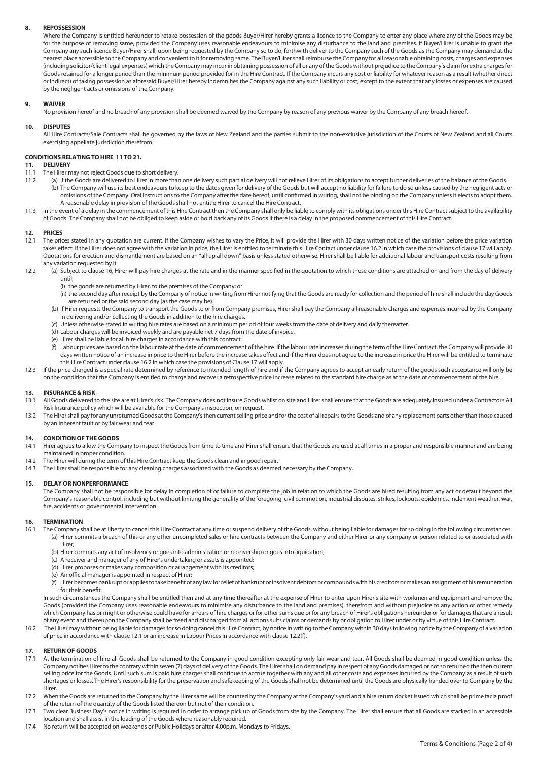## 8. REPOSSESSION

Where the Company is entitled hereunder to retake possession of the goods Buyer/Hirer hereby grants a licence to the Company to enter any place where any of the Goods may be for the purpose of removing same, provided the Company uses reasonable endeavours to minimise any disturbance to the land and premises. If Buyer/Hirer is unable to grant the Company any such licence Buyer/Hirer shall, upon being requested by the Company so to do, forthwith deliver to the Company such of the Goods as the Company may demand at the nearest place accessible to the Company and convenient to it for removing same. The Buyer/Hirer shall reimburse the Company for all reasonable obtaining costs, charges and expenses (including solicitor/client legal expenses) which the Company may incur in obtaining possession of all or any of the Goods without prejudice to the Company's claim for extra charges for Goods retained for a longer period than the minimum period provided for in the Hire Contract. If the Company incurs any cost or liability for whatever reason as a result (whether direct or indirect) of taking possession as aforesaid Buyer/Hirer hereby indemnifies the Company against any such liability or cost, except to the extent that any losses or expenses are caused by the negligent acts or omissions of the Company.

## 9. WAIVER

No provision hereof and no breach of any provision shall be deemed waived by the Company by reason of any previous waiver by the Company of any breach hereof.

## 10. DISPUTES

All Hire Contracts/Sale Contracts shall be governed by the laws of New Zealand and the parties submit to the non-exclusive jurisdiction of the Courts of New Zealand and all Courts exercising appellate jurisdiction therefrom.

## CONDITIONS RELATING TO HIRE 11 TO 21.

## 11. DELIVERY

11.1 The Hirer may not reject Goods due to short delivery.

11.2 (a) If the Goods are delivered to Hirer in more than one delivery such partial delivery will not relieve Hirer of its obligations to accept further deliveries of the balance of the Goods.
(b) The Company will use its best endeavours to keep to the dates given for delivery of the Goods but will accept no liability for failure to do so unless caused by the negligent acts or omissions of the Company. Oral Instructions to the Company after the date hereof, until confirmed in writing, shall not be binding on the Company unless it elects to adopt them. A reasonable delay in provision of the Goods shall not entitle Hirer to cancel the Hire Contract.

11.3 In the event of a delay in the commencement of this Hire Contract then the Company shall only be liable to comply with its obligations under this Hire Contract subject to the availability of Goods. The Company shall not be obliged to keep aside or hold back any of its Goods if there is a delay in the proposed commencement of this Hire Contract.

## 12. PRICES

12.1 The prices stated in any quotation are current. If the Company wishes to vary the Price, it will provide the Hirer with 30 days written notice of the variation before the price variation takes effect. If the Hirer does not agree with the variation in price, the Hirer is entitled to terminate this Hire Contact under clause 16.2 in which case the provisions of clause 17 will apply. Quotations for erection and dismantlement are based on an "all up all down" basis unless stated otherwise. Hirer shall be liable for additional labour and transport costs resulting from any variation requested by it

12.2 (a) Subject to clause 16, Hirer will pay hire charges at the rate and in the manner specified in the quotation to which these conditions are attached on and from the day of delivery until;
(i) the goods are returned by Hirer, to the premises of the Company; or
(ii) the second day after receipt by the Company of notice in writing from Hirer notifying that the Goods are ready for collection and the period of hire shall include the day Goods are returned or the said second day (as the case may be).
(b) If Hirer requests the Company to transport the Goods to or from Company premises, Hirer shall pay the Company all reasonable charges and expenses incurred by the Company in delivering and/or collecting the Goods in addition to the hire charges.
(c) Unless otherwise stated in writing hire rates are based on a minimum period of four weeks from the date of delivery and daily thereafter.
(d) Labour charges will be invoiced weekly and are payable net 7 days from the date of invoice.
(e) Hirer shall be liable for all hire charges in accordance with this contract.
(f) Labour prices are based on the labour rate at the date of commencement of the hire. If the labour rate increases during the term of the Hire Contract, the Company will provide 30 days written notice of an increase in price to the Hirer before the increase takes effect and if the Hirer does not agree to the increase in price the Hirer will be entitled to terminate this Hire Contract under clause 16.2 in which case the provisions of Clause 17 will apply.

12.3 If the price charged is a special rate determined by reference to intended length of hire and if the Company agrees to accept an early return of the goods such acceptance will only be on the condition that the Company is entitled to charge and recover a retrospective price increase related to the standard hire charge as at the date of commencement of the hire.

## 13. INSURANCE & RISK

13.1 All Goods delivered to the site are at Hirer's risk. The Company does not insure Goods whilst on site and Hirer shall ensure that the Goods are adequately insured under a Contractors All Risk Insurance policy which will be available for the Company's inspection, on request.

13.2 The Hirer shall pay for any unreturned Goods at the Company's then current selling price and for the cost of all repairs to the Goods and of any replacement parts other than those caused by an inherent fault or by fair wear and tear.

## 14. CONDITION OF THE GOODS

14.1 Hirer agrees to allow the Company to inspect the Goods from time to time and Hirer shall ensure that the Goods are used at all times in a proper and responsible manner and are being maintained in proper condition.

14.2 The Hirer will during the term of this Hire Contract keep the Goods clean and in good repair.

14.3 The Hirer shall be responsible for any cleaning charges associated with the Goods as deemed necessary by the Company.

## 15. DELAY OR NONPERFORMANCE

The Company shall not be responsible for delay in completion of or failure to complete the job in relation to which the Goods are hired resulting from any act or default beyond the Company's reasonable control, including but without limiting the generality of the foregoing civil commotion, industrial disputes, strikes, lockouts, epidemics, inclement weather, war, fire, accidents or governmental intervention.

## 16. TERMINATION

16.1 The Company shall be at liberty to cancel this Hire Contract at any time or suspend delivery of the Goods, without being liable for damages for so doing in the following circumstances:
(a) Hirer commits a breach of this or any other uncompleted sales or hire contracts between the Company and either Hirer or any company or person related to or associated with Hirer;
(b) Hirer commits any act of insolvency or goes into administration or receivership or goes into liquidation;
(c) A receiver and manager of any of Hirer's undertaking or assets is appointed;
(d) Hirer proposes or makes any composition or arrangement with its creditors;
(e) An official manager is appointed in respect of Hirer;
(f) Hirer becomes bankrupt or applies to take benefit of any law for relief of bankrupt or insolvent debtors or compounds with his creditors or makes an assignment of his remuneration for their benefit.

In such circumstances the Company shall be entitled then and at any time thereafter at the expense of Hirer to enter upon Hirer's site with workmen and equipment and remove the Goods (provided the Company uses reasonable endeavours to minimise any disturbance to the land and premises). therefrom and without prejudice to any action or other remedy which Company has or might or otherwise could have for arrears of hire charges or for other sums due or for any breach of Hirer's obligations hereunder or for damages that are a result of any event and thereupon the Company shall be freed and discharged from all actions suits claims or demands by or obligation to Hirer under or by virtue of this Hire Contract.

16.2 The Hirer may without being liable for damages for so doing cancel this Hire Contract, by notice in writing to the Company within 30 days following notice by the Company of a variation of price in accordance with clause 12.1 or an increase in Labour Prices in accordance with clause 12.2(f).

## 17. RETURN OF GOODS

17.1 At the termination of hire all Goods shall be returned to the Company in good condition excepting only fair wear and tear. All Goods shall be deemed in good condition unless the Company notifies Hirer to the contrary within seven (7) days of delivery of the Goods. The Hirer shall on demand pay in respect of any Goods damaged or not so returned the then current selling price for the Goods. Until such sum is paid hire charges shall continue to accrue together with any and all other costs and expenses incurred by the Company as a result of such shortages or losses. The Hirer's responsibility for the preservation and safekeeping of the Goods shall not be determined until the Goods are physically handed over to Company by the Hirer.

17.2 When the Goods are returned to the Company by the Hirer same will be counted by the Company at the Company's yard and a hire return docket issued which shall be prime facia proof of the return of the quantity of the Goods listed thereon but not of their condition.

17.3 Two clear Business Day's notice in writing is required in order to arrange pick up of Goods from site by the Company. The Hirer shall ensure that all Goods are stacked in an accessible location and shall assist in the loading of the Goods where reasonably required.

17.4 No return will be accepted on weekends or Public Holidays or after 4.00p.m. Mondays to Fridays.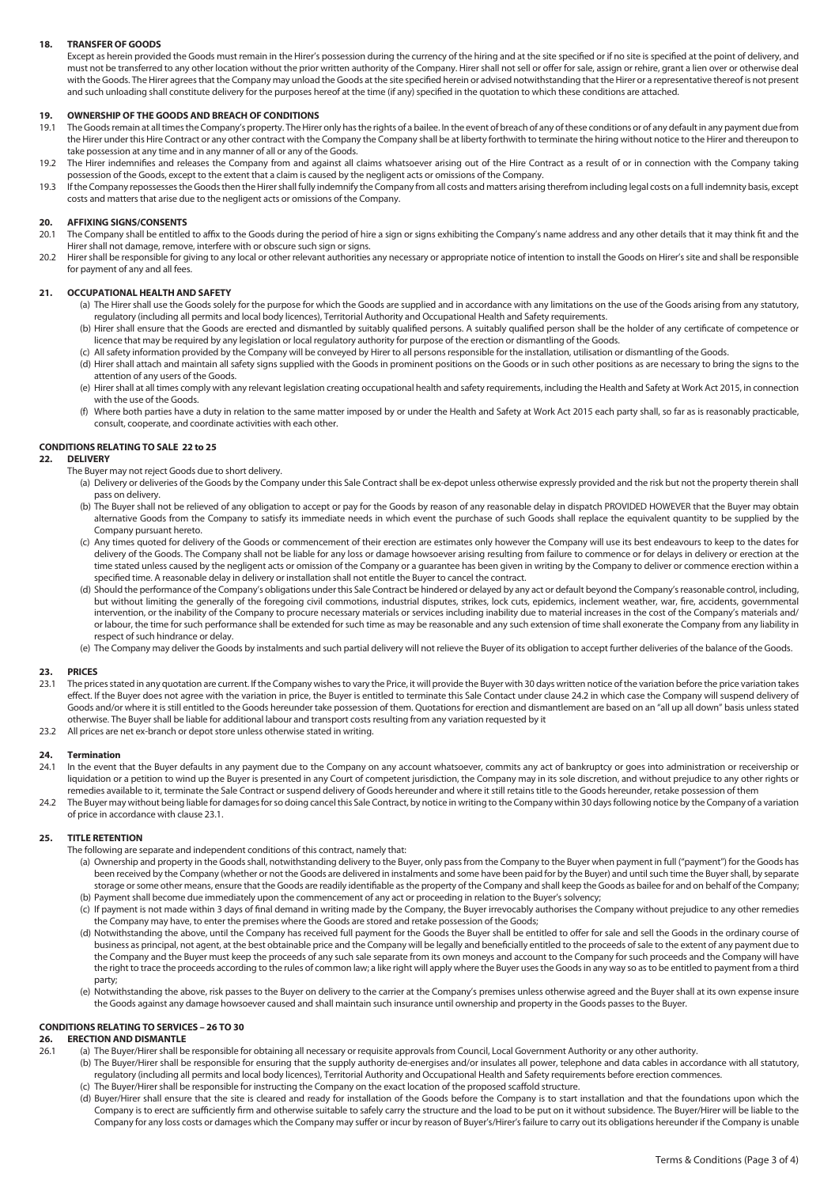## 18. TRANSFER OF GOODS

Except as herein provided the Goods must remain in the Hirer's possession during the currency of the hiring and at the site specified or if no site is specified at the point of delivery, and must not be transferred to any other location without the prior written authority of the Company. Hirer shall not sell or offer for sale, assign or rehire, grant a lien over or otherwise deal with the Goods. The Hirer agrees that the Company may unload the Goods at the site specified herein or advised notwithstanding that the Hirer or a representative thereof is not present and such unloading shall constitute delivery for the purposes hereof at the time (if any) specified in the quotation to which these conditions are attached.

## 19. OWNERSHIP OF THE GOODS AND BREACH OF CONDITIONS

19.1 The Goods remain at all times the Company's property. The Hirer only has the rights of a bailee. In the event of breach of any of these conditions or of any default in any payment due from the Hirer under this Hire Contract or any other contract with the Company the Company shall be at liberty forthwith to terminate the hiring without notice to the Hirer and thereupon to take possession at any time and in any manner of all or any of the Goods.

19.2 The Hirer indemnifies and releases the Company from and against all claims whatsoever arising out of the Hire Contract as a result of or in connection with the Company taking possession of the Goods, except to the extent that a claim is caused by the negligent acts or omissions of the Company.

19.3 If the Company repossesses the Goods then the Hirer shall fully indemnify the Company from all costs and matters arising therefrom including legal costs on a full indemnity basis, except costs and matters that arise due to the negligent acts or omissions of the Company.

## 20. AFFIXING SIGNS/CONSENTS

20.1 The Company shall be entitled to affix to the Goods during the period of hire a sign or signs exhibiting the Company's name address and any other details that it may think fit and the Hirer shall not damage, remove, interfere with or obscure such sign or signs.

20.2 Hirer shall be responsible for giving to any local or other relevant authorities any necessary or appropriate notice of intention to install the Goods on Hirer's site and shall be responsible for payment of any and all fees.

## 21. OCCUPATIONAL HEALTH AND SAFETY

(a) The Hirer shall use the Goods solely for the purpose for which the Goods are supplied and in accordance with any limitations on the use of the Goods arising from any statutory, regulatory (including all permits and local body licences), Territorial Authority and Occupational Health and Safety requirements.

(b) Hirer shall ensure that the Goods are erected and dismantled by suitably qualified persons. A suitably qualified person shall be the holder of any certificate of competence or licence that may be required by any legislation or local regulatory authority for purpose of the erection or dismantling of the Goods.

(c) All safety information provided by the Company will be conveyed by Hirer to all persons responsible for the installation, utilisation or dismantling of the Goods.

(d) Hirer shall attach and maintain all safety signs supplied with the Goods in prominent positions on the Goods or in such other positions as are necessary to bring the signs to the attention of any users of the Goods.

(e) Hirer shall at all times comply with any relevant legislation creating occupational health and safety requirements, including the Health and Safety at Work Act 2015, in connection with the use of the Goods.

(f) Where both parties have a duty in relation to the same matter imposed by or under the Health and Safety at Work Act 2015 each party shall, so far as is reasonably practicable, consult, cooperate, and coordinate activities with each other.

# CONDITIONS RELATING TO SALE 22 to 25

## 22. DELIVERY

The Buyer may not reject Goods due to short delivery.

(a) Delivery or deliveries of the Goods by the Company under this Sale Contract shall be ex-depot unless otherwise expressly provided and the risk but not the property therein shall pass on delivery.

(b) The Buyer shall not be relieved of any obligation to accept or pay for the Goods by reason of any reasonable delay in dispatch PROVIDED HOWEVER that the Buyer may obtain alternative Goods from the Company to satisfy its immediate needs in which event the purchase of such Goods shall replace the equivalent quantity to be supplied by the Company pursuant hereto.

(c) Any times quoted for delivery of the Goods or commencement of their erection are estimates only however the Company will use its best endeavours to keep to the dates for delivery of the Goods. The Company shall not be liable for any loss or damage howsoever arising resulting from failure to commence or for delays in delivery or erection at the time stated unless caused by the negligent acts or omission of the Company or a guarantee has been given in writing by the Company to deliver or commence erection within a specified time. A reasonable delay in delivery or installation shall not entitle the Buyer to cancel the contract.

(d) Should the performance of the Company's obligations under this Sale Contract be hindered or delayed by any act or default beyond the Company's reasonable control, including, but without limiting the generally of the foregoing civil commotions, industrial disputes, strikes, lock cuts, epidemics, inclement weather, war, fire, accidents, governmental intervention, or the inability of the Company to procure necessary materials or services including inability due to material increases in the cost of the Company's materials and/or labour, the time for such performance shall be extended for such time as may be reasonable and any such extension of time shall exonerate the Company from any liability in respect of such hindrance or delay.

(e) The Company may deliver the Goods by instalments and such partial delivery will not relieve the Buyer of its obligation to accept further deliveries of the balance of the Goods.

## 23. PRICES

23.1 The prices stated in any quotation are current. If the Company wishes to vary the Price, it will provide the Buyer with 30 days written notice of the variation before the price variation takes effect. If the Buyer does not agree with the variation in price, the Buyer is entitled to terminate this Sale Contact under clause 24.2 in which case the Company will suspend delivery of Goods and/or where it is still entitled to the Goods hereunder take possession of them. Quotations for erection and dismantlement are based on an "all up all down" basis unless stated otherwise. The Buyer shall be liable for additional labour and transport costs resulting from any variation requested by it

23.2 All prices are net ex-branch or depot store unless otherwise stated in writing.

## 24. Termination

24.1 In the event that the Buyer defaults in any payment due to the Company on any account whatsoever, commits any act of bankruptcy or goes into administration or receivership or liquidation or a petition to wind up the Buyer is presented in any Court of competent jurisdiction, the Company may in its sole discretion, and without prejudice to any other rights or remedies available to it, terminate the Sale Contract or suspend delivery of Goods hereunder and where it still retains title to the Goods hereunder, retake possession of them

24.2 The Buyer may without being liable for damages for so doing cancel this Sale Contract, by notice in writing to the Company within 30 days following notice by the Company of a variation of price in accordance with clause 23.1.

## 25. TITLE RETENTION

The following are separate and independent conditions of this contract, namely that:

(a) Ownership and property in the Goods shall, notwithstanding delivery to the Buyer, only pass from the Company to the Buyer when payment in full ("payment") for the Goods has been received by the Company (whether or not the Goods are delivered in instalments and some have been paid for by the Buyer) and until such time the Buyer shall, by separate storage or some other means, ensure that the Goods are readily identifiable as the property of the Company and shall keep the Goods as bailee for and on behalf of the Company;

(b) Payment shall become due immediately upon the commencement of any act or proceeding in relation to the Buyer's solvency;

(c) If payment is not made within 3 days of final demand in writing made by the Company, the Buyer irrevocably authorises the Company without prejudice to any other remedies the Company may have, to enter the premises where the Goods are stored and retake possession of the Goods;

(d) Notwithstanding the above, until the Company has received full payment for the Goods the Buyer shall be entitled to offer for sale and sell the Goods in the ordinary course of business as principal, not agent, at the best obtainable price and the Company will be legally and beneficially entitled to the proceeds of sale to the extent of any payment due to the Company and the Buyer must keep the proceeds of any such sale separate from its own moneys and account to the Company for such proceeds and the Company will have the right to trace the proceeds according to the rules of common law; a like right will apply where the Buyer uses the Goods in any way so as to be entitled to payment from a third party;

(e) Notwithstanding the above, risk passes to the Buyer on delivery to the carrier at the Company's premises unless otherwise agreed and the Buyer shall at its own expense insure the Goods against any damage howsoever caused and shall maintain such insurance until ownership and property in the Goods passes to the Buyer.

# CONDITIONS RELATING TO SERVICES – 26 TO 30

## 26. ERECTION AND DISMANTLE

26.1 (a) The Buyer/Hirer shall be responsible for obtaining all necessary or requisite approvals from Council, Local Government Authority or any other authority.

(b) The Buyer/Hirer shall be responsible for ensuring that the supply authority de-energises and/or insulates all power, telephone and data cables in accordance with all statutory, regulatory (including all permits and local body licences), Territorial Authority and Occupational Health and Safety requirements before erection commences.

(c) The Buyer/Hirer shall be responsible for instructing the Company on the exact location of the proposed scaffold structure.

(d) Buyer/Hirer shall ensure that the site is cleared and ready for installation of the Goods before the Company is to start installation and that the foundations upon which the Company is to erect are sufficiently firm and otherwise suitable to safely carry the structure and the load to be put on it without subsidence. The Buyer/Hirer will be liable to the Company for any loss costs or damages which the Company may suffer or incur by reason of Buyer's/Hirer's failure to carry out its obligations hereunder if the Company is unable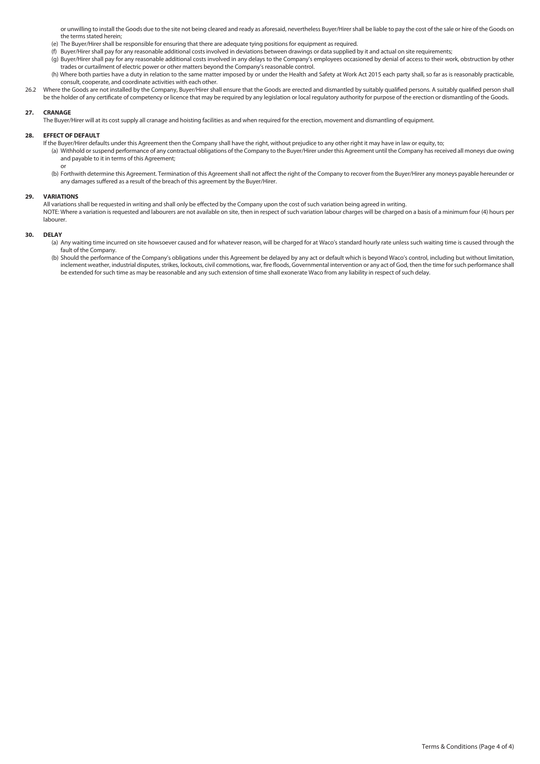or unwilling to install the Goods due to the site not being cleared and ready as aforesaid, nevertheless Buyer/Hirer shall be liable to pay the cost of the sale or hire of the Goods on the terms stated herein;

(e) The Buyer/Hirer shall be responsible for ensuring that there are adequate tying positions for equipment as required.

(f) Buyer/Hirer shall pay for any reasonable additional costs involved in deviations between drawings or data supplied by it and actual on site requirements;

(g) Buyer/Hirer shall pay for any reasonable additional costs involved in any delays to the Company's employees occasioned by denial of access to their work, obstruction by other trades or curtailment of electric power or other matters beyond the Company's reasonable control.

(h) Where both parties have a duty in relation to the same matter imposed by or under the Health and Safety at Work Act 2015 each party shall, so far as is reasonably practicable, consult, cooperate, and coordinate activities with each other.

26.2 Where the Goods are not installed by the Company, Buyer/Hirer shall ensure that the Goods are erected and dismantled by suitably qualified persons. A suitably qualified person shall be the holder of any certificate of competency or licence that may be required by any legislation or local regulatory authority for purpose of the erection or dismantling of the Goods.

**27. CRANAGE**

The Buyer/Hirer will at its cost supply all cranage and hoisting facilities as and when required for the erection, movement and dismantling of equipment.

**28. EFFECT OF DEFAULT**

If the Buyer/Hirer defaults under this Agreement then the Company shall have the right, without prejudice to any other right it may have in law or equity, to;

(a) Withhold or suspend performance of any contractual obligations of the Company to the Buyer/Hirer under this Agreement until the Company has received all moneys due owing and payable to it in terms of this Agreement;

or

(b) Forthwith determine this Agreement. Termination of this Agreement shall not affect the right of the Company to recover from the Buyer/Hirer any moneys payable hereunder or any damages suffered as a result of the breach of this agreement by the Buyer/Hirer.

**29. VARIATIONS**

All variations shall be requested in writing and shall only be effected by the Company upon the cost of such variation being agreed in writing.

NOTE: Where a variation is requested and labourers are not available on site, then in respect of such variation labour charges will be charged on a basis of a minimum four (4) hours per labourer.

**30. DELAY**

(a) Any waiting time incurred on site howsoever caused and for whatever reason, will be charged for at Waco's standard hourly rate unless such waiting time is caused through the fault of the Company.

(b) Should the performance of the Company's obligations under this Agreement be delayed by any act or default which is beyond Waco's control, including but without limitation, inclement weather, industrial disputes, strikes, lockouts, civil commotions, war, fire floods, Governmental intervention or any act of God, then the time for such performance shall be extended for such time as may be reasonable and any such extension of time shall exonerate Waco from any liability in respect of such delay.